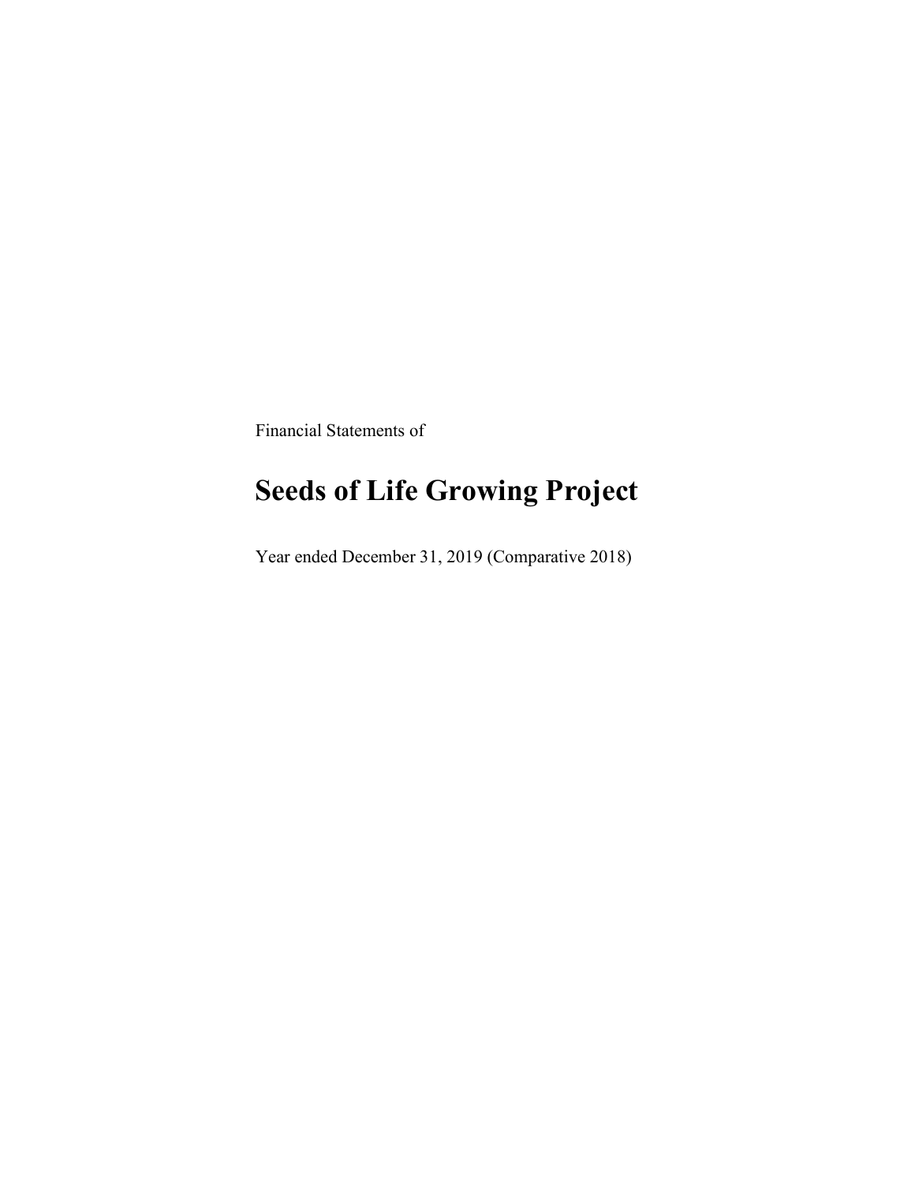Financial Statements of

# Seeds of Life Growing Project

Year ended December 31, 2019 (Comparative 2018)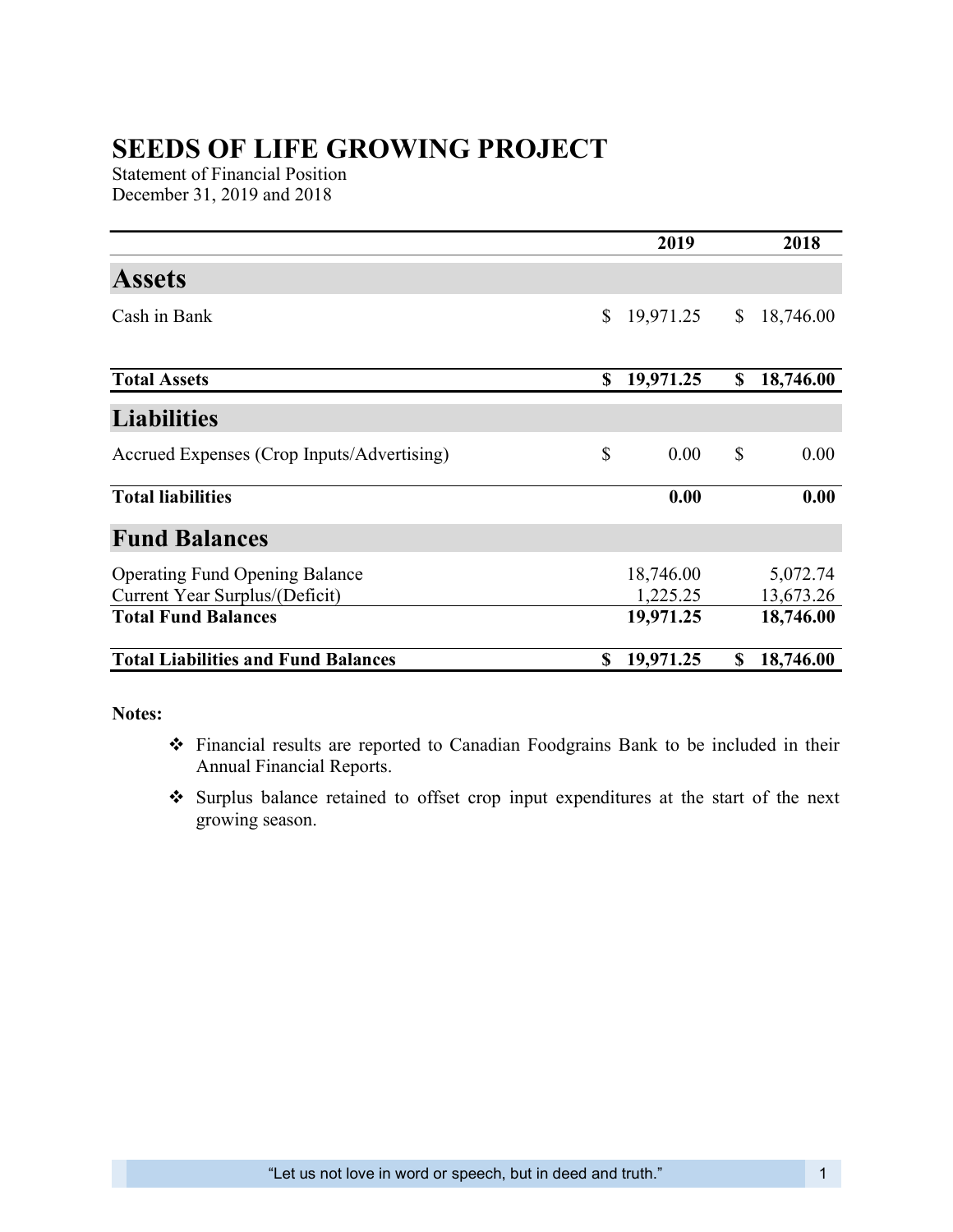# SEEDS OF LIFE GROWING PROJECT

Statement of Financial Position
December 31, 2019 and 2018

| | 2019 | 2018 |
|---|---|---|
| **Assets** | | |
| Cash in Bank | $ 19,971.25 | $ 18,746.00 |
| **Total Assets** | **$ 19,971.25** | **$ 18,746.00** |
| **Liabilities** | | |
| Accrued Expenses (Crop Inputs/Advertising) | $ 0.00 | $ 0.00 |
| **Total liabilities** | **0.00** | **0.00** |
| **Fund Balances** | | |
| Operating Fund Opening Balance | 18,746.00 | 5,072.74 |
| Current Year Surplus/(Deficit) | 1,225.25 | 13,673.26 |
| **Total Fund Balances** | **19,971.25** | **18,746.00** |
| **Total Liabilities and Fund Balances** | **$ 19,971.25** | **$ 18,746.00** |

**Notes:**

- Financial results are reported to Canadian Foodgrains Bank to be included in their Annual Financial Reports.
- Surplus balance retained to offset crop input expenditures at the start of the next growing season.

"Let us not love in word or speech, but in deed and truth."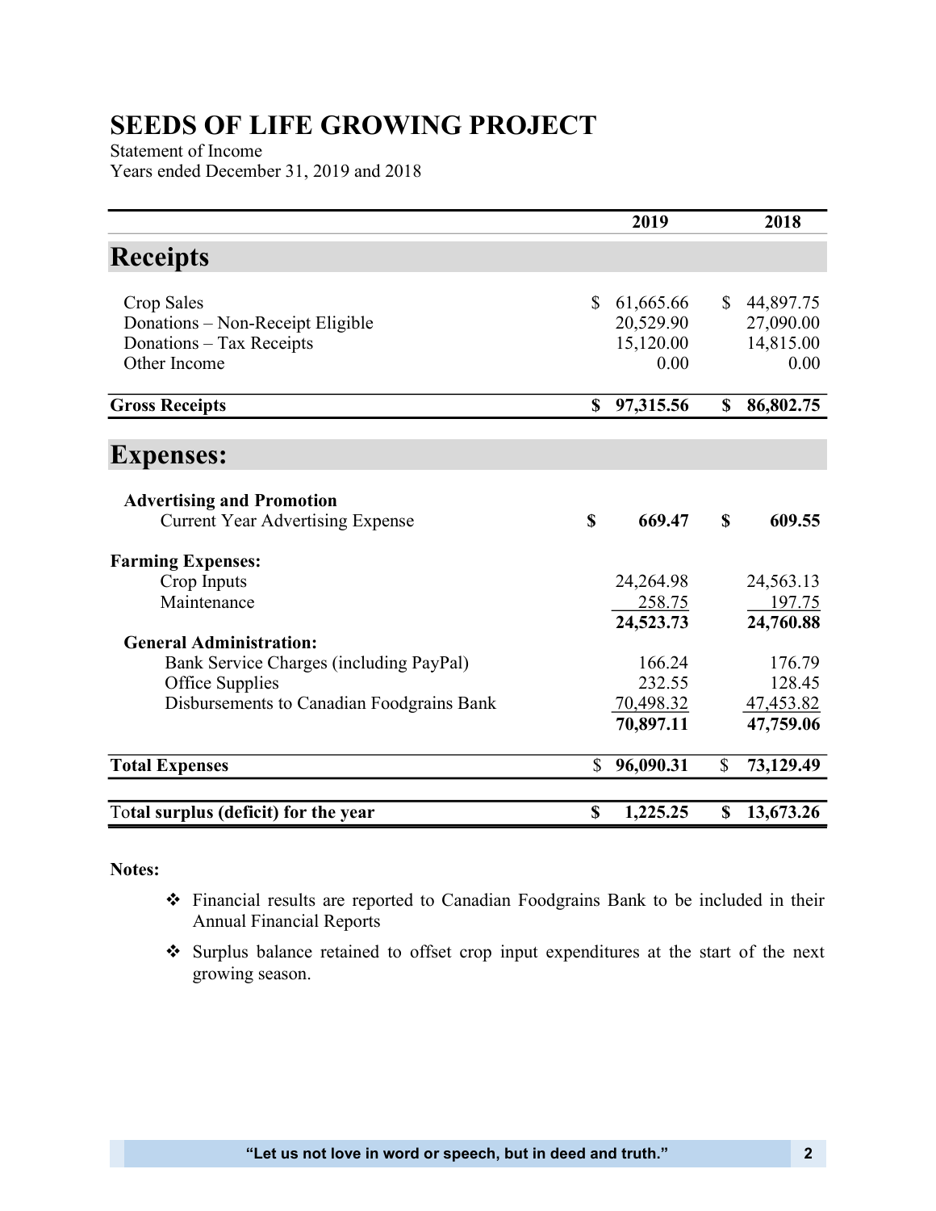# SEEDS OF LIFE GROWING PROJECT

Statement of Income
Years ended December 31, 2019 and 2018

| | 2019 | 2018 |
|---|---|---|
| **Receipts** | | |
| Crop Sales | $ 61,665.66 | $ 44,897.75 |
| Donations – Non-Receipt Eligible | 20,529.90 | 27,090.00 |
| Donations – Tax Receipts | 15,120.00 | 14,815.00 |
| Other Income | 0.00 | 0.00 |
| **Gross Receipts** | **$ 97,315.56** | **$ 86,802.75** |
| **Expenses:** | | |
| **Advertising and Promotion** | | |
| Current Year Advertising Expense | **$ 669.47** | **$ 609.55** |
| **Farming Expenses:** | | |
| Crop Inputs | 24,264.98 | 24,563.13 |
| Maintenance | 258.75 | 197.75 |
| | **24,523.73** | **24,760.88** |
| **General Administration:** | | |
| Bank Service Charges (including PayPal) | 166.24 | 176.79 |
| Office Supplies | 232.55 | 128.45 |
| Disbursements to Canadian Foodgrains Bank | 70,498.32 | 47,453.82 |
| | **70,897.11** | **47,759.06** |
| **Total Expenses** | $ **96,090.31** | $ **73,129.49** |
| **Total surplus (deficit) for the year** | **$ 1,225.25** | **$ 13,673.26** |

**Notes:**

- Financial results are reported to Canadian Foodgrains Bank to be included in their Annual Financial Reports
- Surplus balance retained to offset crop input expenditures at the start of the next growing season.

**"Let us not love in word or speech, but in deed and truth."**